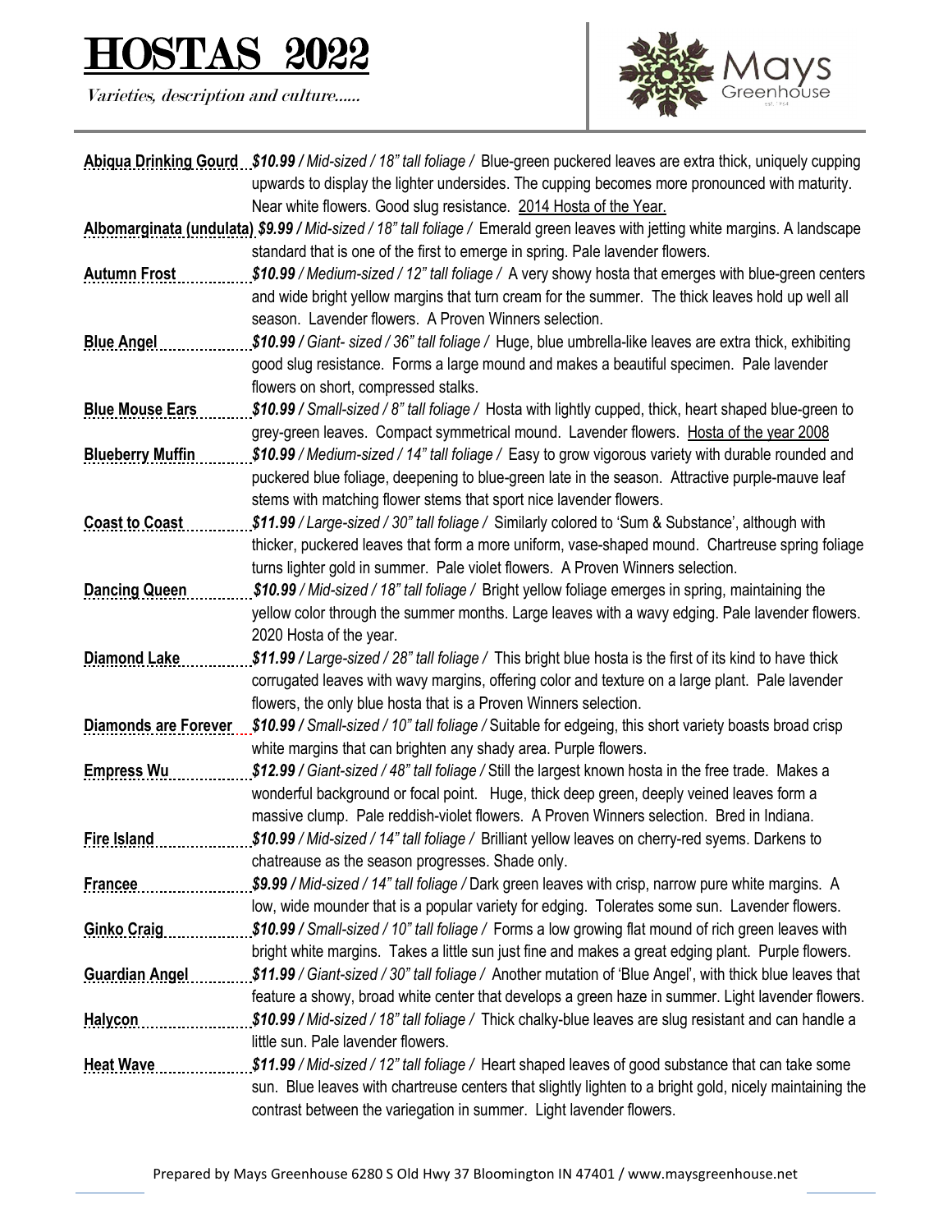# HOSTAS 2022

*Varieties, description and culture……*

**Abiqua Drinking Gourd** ***$10.99*** */ Mid-sized / 18" tall foliage /* Blue-green puckered leaves are extra thick, uniquely cupping upwards to display the lighter undersides. The cupping becomes more pronounced with maturity. Near white flowers. Good slug resistance. 2014 Hosta of the Year.

**Albomarginata (undulata)** ***$9.99*** */ Mid-sized / 18" tall foliage /* Emerald green leaves with jetting white margins. A landscape standard that is one of the first to emerge in spring. Pale lavender flowers.

**Autumn Frost** ***$10.99*** */ Medium-sized / 12" tall foliage /* A very showy hosta that emerges with blue-green centers and wide bright yellow margins that turn cream for the summer. The thick leaves hold up well all season. Lavender flowers. A Proven Winners selection.

**Blue Angel** ***$10.99*** */ Giant- sized / 36" tall foliage /* Huge, blue umbrella-like leaves are extra thick, exhibiting good slug resistance. Forms a large mound and makes a beautiful specimen. Pale lavender flowers on short, compressed stalks.

**Blue Mouse Ears** ***$10.99*** */ Small-sized / 8" tall foliage /* Hosta with lightly cupped, thick, heart shaped blue-green to grey-green leaves. Compact symmetrical mound. Lavender flowers. Hosta of the year 2008

**Blueberry Muffin** ***$10.99*** */ Medium-sized / 14" tall foliage /* Easy to grow vigorous variety with durable rounded and puckered blue foliage, deepening to blue-green late in the season. Attractive purple-mauve leaf stems with matching flower stems that sport nice lavender flowers.

**Coast to Coast** ***$11.99*** */ Large-sized / 30" tall foliage /* Similarly colored to 'Sum & Substance', although with thicker, puckered leaves that form a more uniform, vase-shaped mound. Chartreuse spring foliage turns lighter gold in summer. Pale violet flowers. A Proven Winners selection.

**Dancing Queen** ***$10.99*** */ Mid-sized / 18" tall foliage /* Bright yellow foliage emerges in spring, maintaining the yellow color through the summer months. Large leaves with a wavy edging. Pale lavender flowers. 2020 Hosta of the year.

**Diamond Lake** ***$11.99*** */ Large-sized / 28" tall foliage /* This bright blue hosta is the first of its kind to have thick corrugated leaves with wavy margins, offering color and texture on a large plant. Pale lavender flowers, the only blue hosta that is a Proven Winners selection.

**Diamonds are Forever** ***$10.99*** */ Small-sized / 10" tall foliage /* Suitable for edgeing, this short variety boasts broad crisp white margins that can brighten any shady area. Purple flowers.

**Empress Wu** ***$12.99*** */ Giant-sized / 48" tall foliage /* Still the largest known hosta in the free trade. Makes a wonderful background or focal point. Huge, thick deep green, deeply veined leaves form a massive clump. Pale reddish-violet flowers. A Proven Winners selection. Bred in Indiana.

**Fire Island** ***$10.99*** */ Mid-sized / 14" tall foliage /* Brilliant yellow leaves on cherry-red syems. Darkens to chatreause as the season progresses. Shade only.

**Francee** ***$9.99*** */ Mid-sized / 14" tall foliage /* Dark green leaves with crisp, narrow pure white margins. A low, wide mounder that is a popular variety for edging. Tolerates some sun. Lavender flowers.

**Ginko Craig** ***$10.99*** */ Small-sized / 10" tall foliage /* Forms a low growing flat mound of rich green leaves with bright white margins. Takes a little sun just fine and makes a great edging plant. Purple flowers.

**Guardian Angel** ***$11.99*** */ Giant-sized / 30" tall foliage /* Another mutation of 'Blue Angel', with thick blue leaves that feature a showy, broad white center that develops a green haze in summer. Light lavender flowers.

**Halycon** ***$10.99*** */ Mid-sized / 18" tall foliage /* Thick chalky-blue leaves are slug resistant and can handle a little sun. Pale lavender flowers.

**Heat Wave** ***$11.99*** */ Mid-sized / 12" tall foliage /* Heart shaped leaves of good substance that can take some sun. Blue leaves with chartreuse centers that slightly lighten to a bright gold, nicely maintaining the contrast between the variegation in summer. Light lavender flowers.

Prepared by Mays Greenhouse 6280 S Old Hwy 37 Bloomington IN 47401 / www.maysgreenhouse.net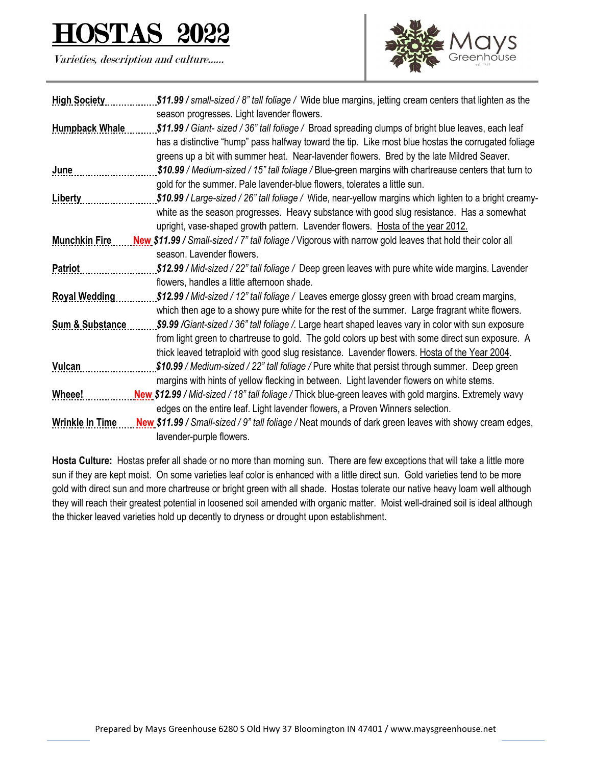# HOSTAS 2022

*Varieties, description and culture……*

Mays Greenhouse

**High Society** ........ *$11.99 / small-sized / 8" tall foliage /* Wide blue margins, jetting cream centers that lighten as the season progresses. Light lavender flowers.

**Humpback Whale** ........ *$11.99 / Giant- sized / 36" tall foliage /* Broad spreading clumps of bright blue leaves, each leaf has a distinctive "hump" pass halfway toward the tip. Like most blue hostas the corrugated foliage greens up a bit with summer heat. Near-lavender flowers. Bred by the late Mildred Seaver.

**June** ........ *$10.99 / Medium-sized / 15" tall foliage /* Blue-green margins with chartreause centers that turn to gold for the summer. Pale lavender-blue flowers, tolerates a little sun.

**Liberty** ........ *$10.99 / Large-sized / 26" tall foliage /* Wide, near-yellow margins which lighten to a bright creamy-white as the season progresses. Heavy substance with good slug resistance. Has a somewhat upright, vase-shaped growth pattern. Lavender flowers. Hosta of the year 2012.

**Munchkin Fire** ........ **New** *$11.99 / Small-sized / 7" tall foliage /* Vigorous with narrow gold leaves that hold their color all season. Lavender flowers.

**Patriot** ........ *$12.99 / Mid-sized / 22" tall foliage /* Deep green leaves with pure white wide margins. Lavender flowers, handles a little afternoon shade.

**Royal Wedding** ........ *$12.99 / Mid-sized / 12" tall foliage /* Leaves emerge glossy green with broad cream margins, which then age to a showy pure white for the rest of the summer. Large fragrant white flowers.

**Sum & Substance** ........ *$9.99 /Giant-sized / 36" tall foliage /.* Large heart shaped leaves vary in color with sun exposure from light green to chartreuse to gold. The gold colors up best with some direct sun exposure. A thick leaved tetraploid with good slug resistance. Lavender flowers. Hosta of the Year 2004.

**Vulcan** ........ *$10.99 / Medium-sized / 22" tall foliage /* Pure white that persist through summer. Deep green margins with hints of yellow flecking in between. Light lavender flowers on white stems.

**Wheee!** ........ **New** *$12.99 / Mid-sized / 18" tall foliage /* Thick blue-green leaves with gold margins. Extremely wavy edges on the entire leaf. Light lavender flowers, a Proven Winners selection.

**Wrinkle In Time** ........ **New** *$11.99 / Small-sized / 9" tall foliage /* Neat mounds of dark green leaves with showy cream edges, lavender-purple flowers.

**Hosta Culture:** Hostas prefer all shade or no more than morning sun. There are few exceptions that will take a little more sun if they are kept moist. On some varieties leaf color is enhanced with a little direct sun. Gold varieties tend to be more gold with direct sun and more chartreuse or bright green with all shade. Hostas tolerate our native heavy loam well although they will reach their greatest potential in loosened soil amended with organic matter. Moist well-drained soil is ideal although the thicker leaved varieties hold up decently to dryness or drought upon establishment.

Prepared by Mays Greenhouse 6280 S Old Hwy 37 Bloomington IN 47401 / www.maysgreenhouse.net